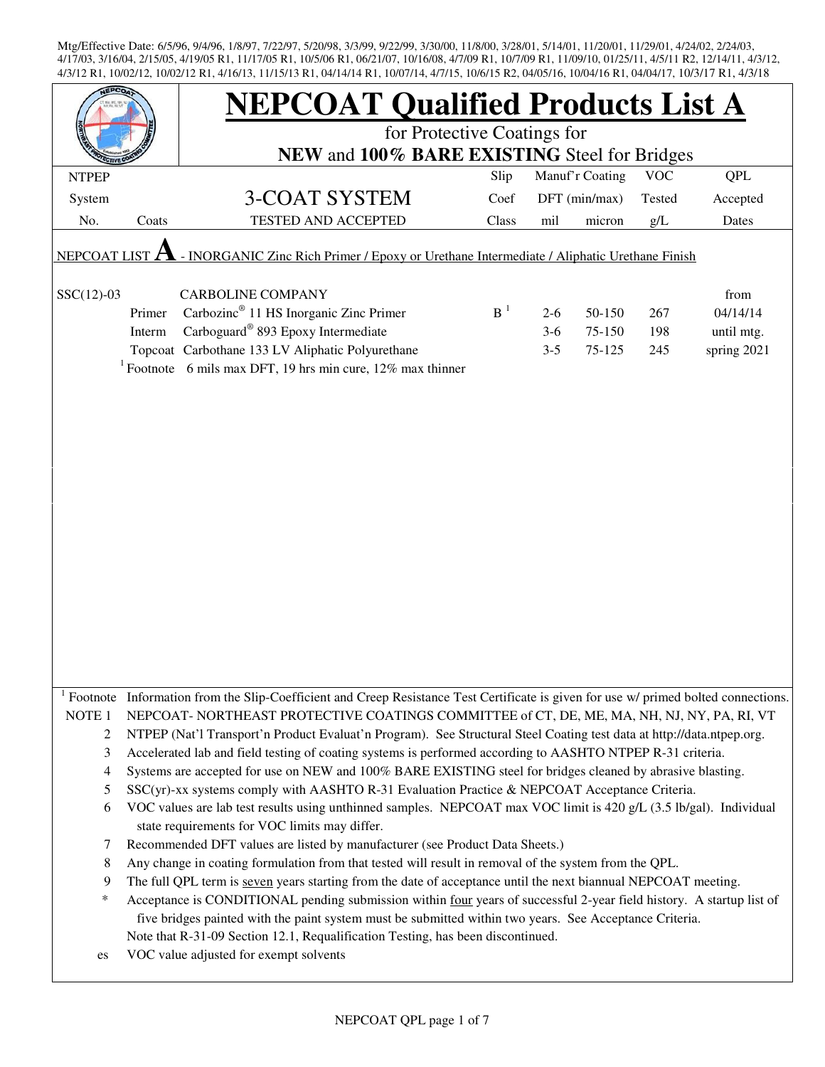Mtg/Effective Date: 6/5/96, 9/4/96, 1/8/97, 7/22/97, 5/20/98, 3/3/99, 9/22/99, 3/30/00, 11/8/00, 3/28/01, 5/14/01, 11/20/01, 11/29/01, 4/24/02, 2/24/03, 4/17/03, 3/16/04, 2/15/05, 4/19/05 R1, 11/17/05 R1, 10/5/06 R1, 06/21/07, 10/16/08, 4/7/09 R1, 10/7/09 R1, 11/09/10, 01/25/11, 4/5/11 R2, 12/14/11, 4/3/12, 4/3/12 R1, 10/02/12, 10/02/12 R1, 4/16/13, 11/15/13 R1, 04/14/14 R1, 10/07/14, 4/7/15, 10/6/15 R2, 04/05/16, 10/04/16 R1, 04/04/17, 10/3/17 R1, 4/3/18

# NEPCOAT Qualified Products List A

for Protective Coatings for

**NEW** and **100% BARE EXISTING** Steel for Bridges

| NTPEP System No. | Coats | 3-COAT SYSTEM TESTED AND ACCEPTED | Slip Coef Class | Manuf'r Coating DFT (min/max) mil | Manuf'r Coating DFT (min/max) micron | VOC Tested g/L | QPL Accepted Dates |
|---|---|---|---|---|---|---|---|

NEPCOAT LIST **A** - INORGANIC Zinc Rich Primer / Epoxy or Urethane Intermediate / Aliphatic Urethane Finish

| NTPEP System No. | Coats | 3-COAT SYSTEM TESTED AND ACCEPTED | Slip Coef Class | mil | micron | VOC Tested g/L | QPL Accepted Dates |
|---|---|---|---|---|---|---|---|
| SSC(12)-03 | | CARBOLINE COMPANY | | | | | from |
| | Primer | Carbozinc® 11 HS Inorganic Zinc Primer | B [1] | 2-6 | 50-150 | 267 | 04/14/14 |
| | Interm | Carboguard® 893 Epoxy Intermediate | | 3-6 | 75-150 | 198 | until mtg. |
| | Topcoat | Carbothane 133 LV Aliphatic Polyurethane | | 3-5 | 75-125 | 245 | spring 2021 |
| | [1] Footnote | 6 mils max DFT, 19 hrs min cure, 12% max thinner | | | | | |

[1] Footnote Information from the Slip-Coefficient and Creep Resistance Test Certificate is given for use w/ primed bolted connections.

NOTE 1 NEPCOAT- NORTHEAST PROTECTIVE COATINGS COMMITTEE of CT, DE, ME, MA, NH, NJ, NY, PA, RI, VT

2 NTPEP (Nat'l Transport'n Product Evaluat'n Program). See Structural Steel Coating test data at http://data.ntpep.org.

3 Accelerated lab and field testing of coating systems is performed according to AASHTO NTPEP R-31 criteria.

4 Systems are accepted for use on NEW and 100% BARE EXISTING steel for bridges cleaned by abrasive blasting.

5 SSC(yr)-xx systems comply with AASHTO R-31 Evaluation Practice & NEPCOAT Acceptance Criteria.

6 VOC values are lab test results using unthinned samples. NEPCOAT max VOC limit is 420 g/L (3.5 lb/gal). Individual state requirements for VOC limits may differ.

7 Recommended DFT values are listed by manufacturer (see Product Data Sheets.)

8 Any change in coating formulation from that tested will result in removal of the system from the QPL.

9 The full QPL term is <u>seven</u> years starting from the date of acceptance until the next biannual NEPCOAT meeting.

\* Acceptance is CONDITIONAL pending submission within <u>four</u> years of successful 2-year field history. A startup list of five bridges painted with the paint system must be submitted within two years. See Acceptance Criteria.

Note that R-31-09 Section 12.1, Requalification Testing, has been discontinued.

es VOC value adjusted for exempt solvents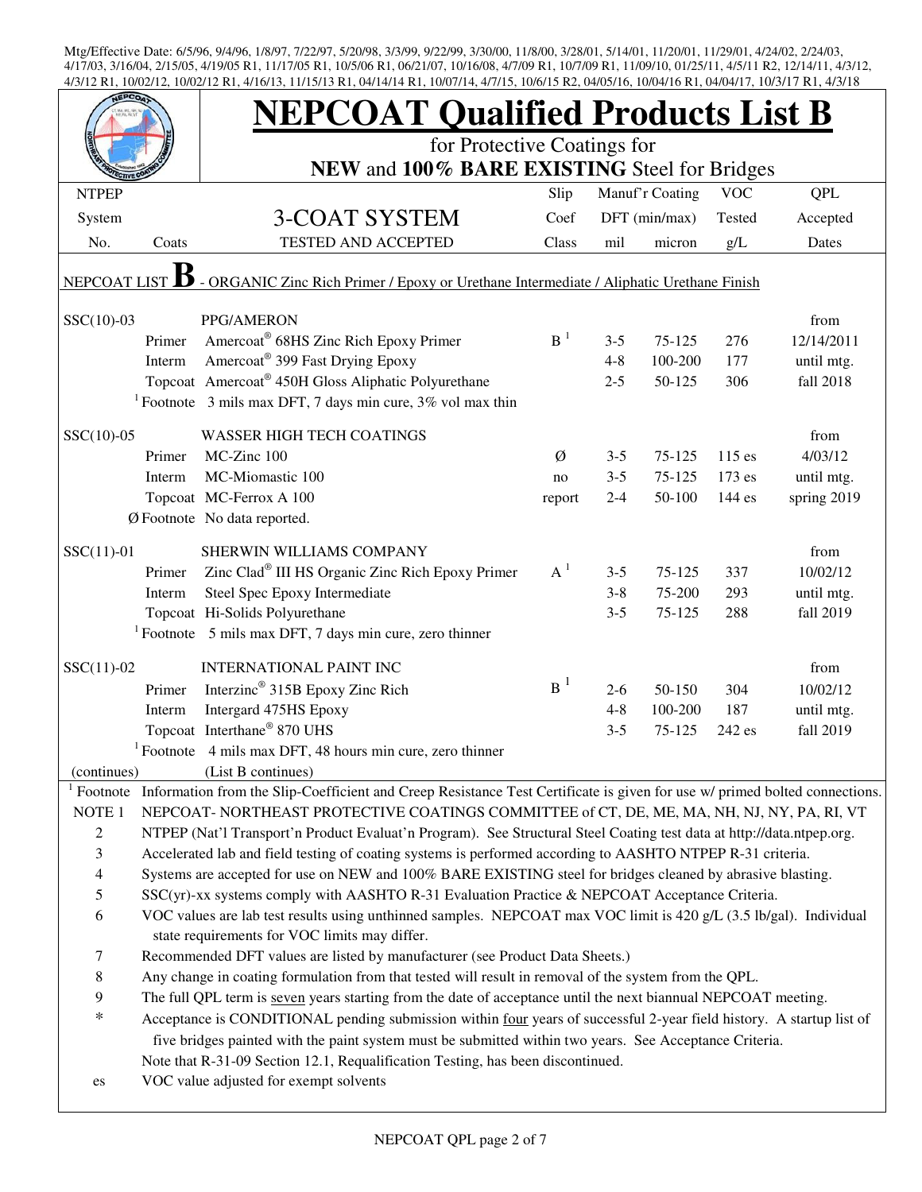Mtg/Effective Date: 6/5/96, 9/4/96, 1/8/97, 7/22/97, 5/20/98, 3/3/99, 9/22/99, 3/30/00, 11/8/00, 3/28/01, 5/14/01, 11/20/01, 11/29/01, 4/24/02, 2/24/03, 4/17/03, 3/16/04, 2/15/05, 4/19/05 R1, 11/17/05 R1, 10/5/06 R1, 06/21/07, 10/16/08, 4/7/09 R1, 10/7/09 R1, 11/09/10, 01/25/11, 4/5/11 R2, 12/14/11, 4/3/12, 4/3/12 R1, 10/02/12, 10/02/12 R1, 4/16/13, 11/15/13 R1, 04/14/14 R1, 10/07/14, 4/7/15, 10/6/15 R2, 04/05/16, 10/04/16 R1, 04/04/17, 10/3/17 R1, 4/3/18

# NEPCOAT Qualified Products List B

for Protective Coatings for

**NEW and 100% BARE EXISTING Steel for Bridges**

| NTPEP System No. | Coats | 3-COAT SYSTEM TESTED AND ACCEPTED | Slip Coef Class | Manuf'r Coating DFT (min/max) mil | micron | VOC Tested g/L | QPL Accepted Dates |
|---|---|---|---|---|---|---|---|
| NEPCOAT LIST **B** - ORGANIC Zinc Rich Primer / Epoxy or Urethane Intermediate / Aliphatic Urethane Finish | | | | | | | |
| SSC(10)-03 | | PPG/AMERON | | | | | from |
| | Primer | Amercoat® 68HS Zinc Rich Epoxy Primer | B [1] | 3-5 | 75-125 | 276 | 12/14/2011 |
| | Interm | Amercoat® 399 Fast Drying Epoxy | | 4-8 | 100-200 | 177 | until mtg. |
| | Topcoat | Amercoat® 450H Gloss Aliphatic Polyurethane | | 2-5 | 50-125 | 306 | fall 2018 |
| | [1] Footnote | 3 mils max DFT, 7 days min cure, 3% vol max thin | | | | | |
| SSC(10)-05 | | WASSER HIGH TECH COATINGS | | | | | from |
| | Primer | MC-Zinc 100 | Ø | 3-5 | 75-125 | 115 es | 4/03/12 |
| | Interm | MC-Miomastic 100 | no | 3-5 | 75-125 | 173 es | until mtg. |
| | Topcoat | MC-Ferrox A 100 | report | 2-4 | 50-100 | 144 es | spring 2019 |
| | Ø Footnote | No data reported. | | | | | |
| SSC(11)-01 | | SHERWIN WILLIAMS COMPANY | | | | | from |
| | Primer | Zinc Clad® III HS Organic Zinc Rich Epoxy Primer | A [1] | 3-5 | 75-125 | 337 | 10/02/12 |
| | Interm | Steel Spec Epoxy Intermediate | | 3-8 | 75-200 | 293 | until mtg. |
| | Topcoat | Hi-Solids Polyurethane | | 3-5 | 75-125 | 288 | fall 2019 |
| | [1] Footnote | 5 mils max DFT, 7 days min cure, zero thinner | | | | | |
| SSC(11)-02 | | INTERNATIONAL PAINT INC | | | | | from |
| | Primer | Interzinc® 315B Epoxy Zinc Rich | B [1] | 2-6 | 50-150 | 304 | 10/02/12 |
| | Interm | Intergard 475HS Epoxy | | 4-8 | 100-200 | 187 | until mtg. |
| | Topcoat | Interthane® 870 UHS | | 3-5 | 75-125 | 242 es | fall 2019 |
| | [1] Footnote | 4 mils max DFT, 48 hours min cure, zero thinner | | | | | |
| (continues) | | (List B continues) | | | | | |

[1] Footnote Information from the Slip-Coefficient and Creep Resistance Test Certificate is given for use w/ primed bolted connections.

NOTE 1 NEPCOAT- NORTHEAST PROTECTIVE COATINGS COMMITTEE of CT, DE, ME, MA, NH, NJ, NY, PA, RI, VT

2 NTPEP (Nat'l Transport'n Product Evaluat'n Program). See Structural Steel Coating test data at http://data.ntpep.org.

3 Accelerated lab and field testing of coating systems is performed according to AASHTO NTPEP R-31 criteria.

4 Systems are accepted for use on NEW and 100% BARE EXISTING steel for bridges cleaned by abrasive blasting.

5 SSC(yr)-xx systems comply with AASHTO R-31 Evaluation Practice & NEPCOAT Acceptance Criteria.

6 VOC values are lab test results using unthinned samples. NEPCOAT max VOC limit is 420 g/L (3.5 lb/gal). Individual state requirements for VOC limits may differ.

7 Recommended DFT values are listed by manufacturer (see Product Data Sheets.)

8 Any change in coating formulation from that tested will result in removal of the system from the QPL.

9 The full QPL term is seven years starting from the date of acceptance until the next biannual NEPCOAT meeting.

\* Acceptance is CONDITIONAL pending submission within four years of successful 2-year field history. A startup list of five bridges painted with the paint system must be submitted within two years. See Acceptance Criteria. Note that R-31-09 Section 12.1, Requalification Testing, has been discontinued.

es VOC value adjusted for exempt solvents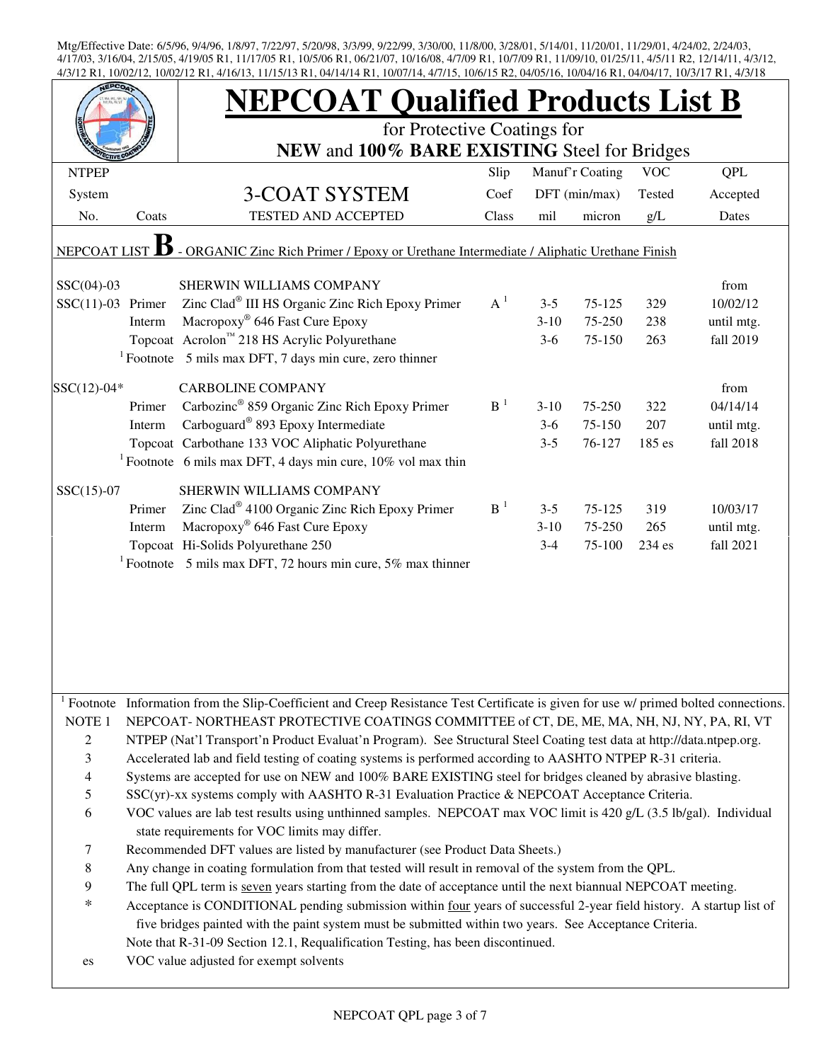Mtg/Effective Date: 6/5/96, 9/4/96, 1/8/97, 7/22/97, 5/20/98, 3/3/99, 9/22/99, 3/30/00, 11/8/00, 3/28/01, 5/14/01, 11/20/01, 11/29/01, 4/24/02, 2/24/03, 4/17/03, 3/16/04, 2/15/05, 4/19/05 R1, 11/17/05 R1, 10/5/06 R1, 06/21/07, 10/16/08, 4/7/09 R1, 10/7/09 R1, 11/09/10, 01/25/11, 4/5/11 R2, 12/14/11, 4/3/12, 4/3/12 R1, 10/02/12, 10/02/12 R1, 4/16/13, 11/15/13 R1, 04/14/14 R1, 10/07/14, 4/7/15, 10/6/15 R2, 04/05/16, 10/04/16 R1, 04/04/17, 10/3/17 R1, 4/3/18

# NEPCOAT Qualified Products List B

for Protective Coatings for
**NEW** and **100% BARE EXISTING** Steel for Bridges

| NTPEP System No. | Coats | 3-COAT SYSTEM TESTED AND ACCEPTED | Slip Coef Class | Manuf'r Coating DFT (min/max) mil | micron | VOC Tested g/L | QPL Accepted Dates |
|---|---|---|---|---|---|---|---|
| NEPCOAT LIST **B** - ORGANIC Zinc Rich Primer / Epoxy or Urethane Intermediate / Aliphatic Urethane Finish | | | | | | | |
| SSC(04)-03 | | SHERWIN WILLIAMS COMPANY | | | | | from |
| SSC(11)-03 | Primer | Zinc Clad® III HS Organic Zinc Rich Epoxy Primer | A [1] | 3-5 | 75-125 | 329 | 10/02/12 |
| | Interm | Macropoxy® 646 Fast Cure Epoxy | | 3-10 | 75-250 | 238 | until mtg. |
| | Topcoat | Acrolon™ 218 HS Acrylic Polyurethane | | 3-6 | 75-150 | 263 | fall 2019 |
| | [1] Footnote | 5 mils max DFT, 7 days min cure, zero thinner | | | | | |
| SSC(12)-04* | | CARBOLINE COMPANY | | | | | from |
| | Primer | Carbozinc® 859 Organic Zinc Rich Epoxy Primer | B [1] | 3-10 | 75-250 | 322 | 04/14/14 |
| | Interm | Carboguard® 893 Epoxy Intermediate | | 3-6 | 75-150 | 207 | until mtg. |
| | Topcoat | Carbothane 133 VOC Aliphatic Polyurethane | | 3-5 | 76-127 | 185 es | fall 2018 |
| | [1] Footnote | 6 mils max DFT, 4 days min cure, 10% vol max thin | | | | | |
| SSC(15)-07 | | SHERWIN WILLIAMS COMPANY | | | | | |
| | Primer | Zinc Clad® 4100 Organic Zinc Rich Epoxy Primer | B [1] | 3-5 | 75-125 | 319 | 10/03/17 |
| | Interm | Macropoxy® 646 Fast Cure Epoxy | | 3-10 | 75-250 | 265 | until mtg. |
| | Topcoat | Hi-Solids Polyurethane 250 | | 3-4 | 75-100 | 234 es | fall 2021 |
| | [1] Footnote | 5 mils max DFT, 72 hours min cure, 5% max thinner | | | | | |

[1] Footnote Information from the Slip-Coefficient and Creep Resistance Test Certificate is given for use w/ primed bolted connections.

NOTE 1 NEPCOAT- NORTHEAST PROTECTIVE COATINGS COMMITTEE of CT, DE, ME, MA, NH, NJ, NY, PA, RI, VT

2 NTPEP (Nat'l Transport'n Product Evaluat'n Program). See Structural Steel Coating test data at http://data.ntpep.org.

3 Accelerated lab and field testing of coating systems is performed according to AASHTO NTPEP R-31 criteria.

4 Systems are accepted for use on NEW and 100% BARE EXISTING steel for bridges cleaned by abrasive blasting.

5 SSC(yr)-xx systems comply with AASHTO R-31 Evaluation Practice & NEPCOAT Acceptance Criteria.

6 VOC values are lab test results using unthinned samples. NEPCOAT max VOC limit is 420 g/L (3.5 lb/gal). Individual state requirements for VOC limits may differ.

7 Recommended DFT values are listed by manufacturer (see Product Data Sheets.)

8 Any change in coating formulation from that tested will result in removal of the system from the QPL.

9 The full QPL term is seven years starting from the date of acceptance until the next biannual NEPCOAT meeting.

* Acceptance is CONDITIONAL pending submission within four years of successful 2-year field history. A startup list of five bridges painted with the paint system must be submitted within two years. See Acceptance Criteria.
Note that R-31-09 Section 12.1, Requalification Testing, has been discontinued.

es VOC value adjusted for exempt solvents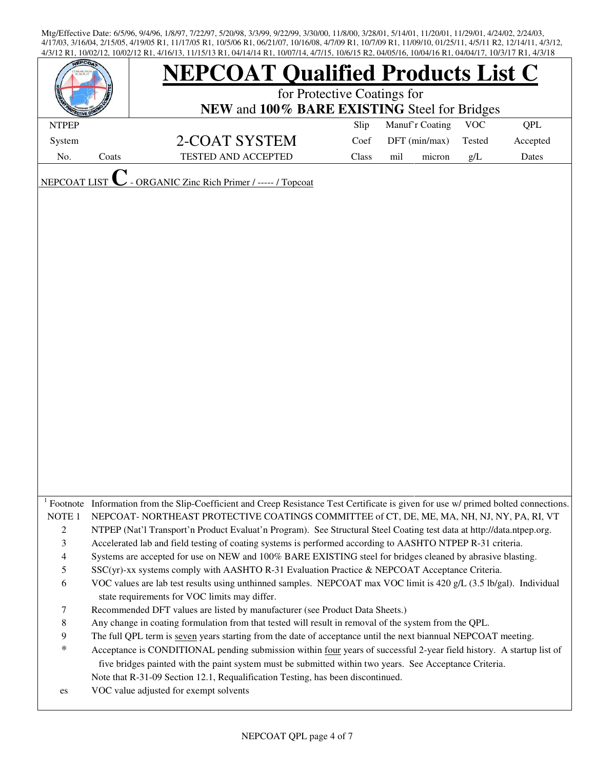Mtg/Effective Date: 6/5/96, 9/4/96, 1/8/97, 7/22/97, 5/20/98, 3/3/99, 9/22/99, 3/30/00, 11/8/00, 3/28/01, 5/14/01, 11/20/01, 11/29/01, 4/24/02, 2/24/03, 4/17/03, 3/16/04, 2/15/05, 4/19/05 R1, 11/17/05 R1, 10/5/06 R1, 06/21/07, 10/16/08, 4/7/09 R1, 10/7/09 R1, 11/09/10, 01/25/11, 4/5/11 R2, 12/14/11, 4/3/12, 4/3/12 R1, 10/02/12, 10/02/12 R1, 4/16/13, 11/15/13 R1, 04/14/14 R1, 10/07/14, 4/7/15, 10/6/15 R2, 04/05/16, 10/04/16 R1, 04/04/17, 10/3/17 R1, 4/3/18

# NEPCOAT Qualified Products List C

for Protective Coatings for

**NEW** and **100% BARE EXISTING** Steel for Bridges

| NTPEP System No. | Coats | 2-COAT SYSTEM TESTED AND ACCEPTED | Slip Coef Class | Manuf'r Coating DFT (min/max) mil | micron | VOC Tested g/L | QPL Accepted Dates |
|---|---|---|---|---|---|---|---|

NEPCOAT LIST **C** - ORGANIC Zinc Rich Primer / ----- / Topcoat

| | |
|---|---|
| [1] Footnote | Information from the Slip-Coefficient and Creep Resistance Test Certificate is given for use w/ primed bolted connections. |
| NOTE 1 | NEPCOAT- NORTHEAST PROTECTIVE COATINGS COMMITTEE of CT, DE, ME, MA, NH, NJ, NY, PA, RI, VT |
| 2 | NTPEP (Nat'l Transport'n Product Evaluat'n Program). See Structural Steel Coating test data at http://data.ntpep.org. |
| 3 | Accelerated lab and field testing of coating systems is performed according to AASHTO NTPEP R-31 criteria. |
| 4 | Systems are accepted for use on NEW and 100% BARE EXISTING steel for bridges cleaned by abrasive blasting. |
| 5 | SSC(yr)-xx systems comply with AASHTO R-31 Evaluation Practice & NEPCOAT Acceptance Criteria. |
| 6 | VOC values are lab test results using unthinned samples. NEPCOAT max VOC limit is 420 g/L (3.5 lb/gal). Individual state requirements for VOC limits may differ. |
| 7 | Recommended DFT values are listed by manufacturer (see Product Data Sheets.) |
| 8 | Any change in coating formulation from that tested will result in removal of the system from the QPL. |
| 9 | The full QPL term is seven years starting from the date of acceptance until the next biannual NEPCOAT meeting. |
| * | Acceptance is CONDITIONAL pending submission within four years of successful 2-year field history. A startup list of five bridges painted with the paint system must be submitted within two years. See Acceptance Criteria. |
| | Note that R-31-09 Section 12.1, Requalification Testing, has been discontinued. |
| es | VOC value adjusted for exempt solvents |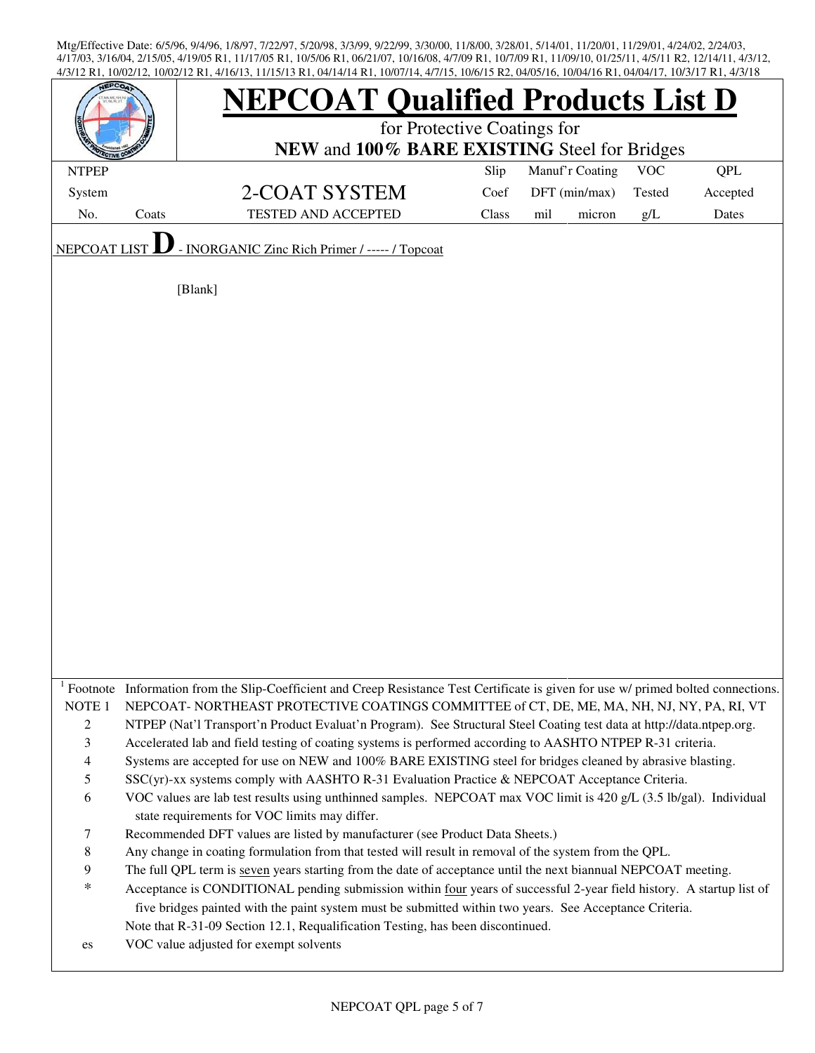Mtg/Effective Date: 6/5/96, 9/4/96, 1/8/97, 7/22/97, 5/20/98, 3/3/99, 9/22/99, 3/30/00, 11/8/00, 3/28/01, 5/14/01, 11/20/01, 11/29/01, 4/24/02, 2/24/03, 4/17/03, 3/16/04, 2/15/05, 4/19/05 R1, 11/17/05 R1, 10/5/06 R1, 06/21/07, 10/16/08, 4/7/09 R1, 10/7/09 R1, 11/09/10, 01/25/11, 4/5/11 R2, 12/14/11, 4/3/12, 4/3/12 R1, 10/02/12, 10/02/12 R1, 4/16/13, 11/15/13 R1, 04/14/14 R1, 10/07/14, 4/7/15, 10/6/15 R2, 04/05/16, 10/04/16 R1, 04/04/17, 10/3/17 R1, 4/3/18

# NEPCOAT Qualified Products List D

for Protective Coatings for

**NEW** and **100% BARE EXISTING** Steel for Bridges

| NTPEP System No. | Coats | 2-COAT SYSTEM TESTED AND ACCEPTED | Slip Coef Class | Manuf'r Coating DFT (min/max) mil | micron | VOC Tested g/L | QPL Accepted Dates |
|---|---|---|---|---|---|---|---|

NEPCOAT LIST **D** - INORGANIC Zinc Rich Primer / ----- / Topcoat

[Blank]

| | |
|---|---|
| [1] Footnote | Information from the Slip-Coefficient and Creep Resistance Test Certificate is given for use w/ primed bolted connections. |
| NOTE 1 | NEPCOAT- NORTHEAST PROTECTIVE COATINGS COMMITTEE of CT, DE, ME, MA, NH, NJ, NY, PA, RI, VT |
| 2 | NTPEP (Nat'l Transport'n Product Evaluat'n Program). See Structural Steel Coating test data at http://data.ntpep.org. |
| 3 | Accelerated lab and field testing of coating systems is performed according to AASHTO NTPEP R-31 criteria. |
| 4 | Systems are accepted for use on NEW and 100% BARE EXISTING steel for bridges cleaned by abrasive blasting. |
| 5 | SSC(yr)-xx systems comply with AASHTO R-31 Evaluation Practice & NEPCOAT Acceptance Criteria. |
| 6 | VOC values are lab test results using unthinned samples. NEPCOAT max VOC limit is 420 g/L (3.5 lb/gal). Individual state requirements for VOC limits may differ. |
| 7 | Recommended DFT values are listed by manufacturer (see Product Data Sheets.) |
| 8 | Any change in coating formulation from that tested will result in removal of the system from the QPL. |
| 9 | The full QPL term is seven years starting from the date of acceptance until the next biannual NEPCOAT meeting. |
| * | Acceptance is CONDITIONAL pending submission within four years of successful 2-year field history. A startup list of five bridges painted with the paint system must be submitted within two years. See Acceptance Criteria. |
| | Note that R-31-09 Section 12.1, Requalification Testing, has been discontinued. |
| es | VOC value adjusted for exempt solvents |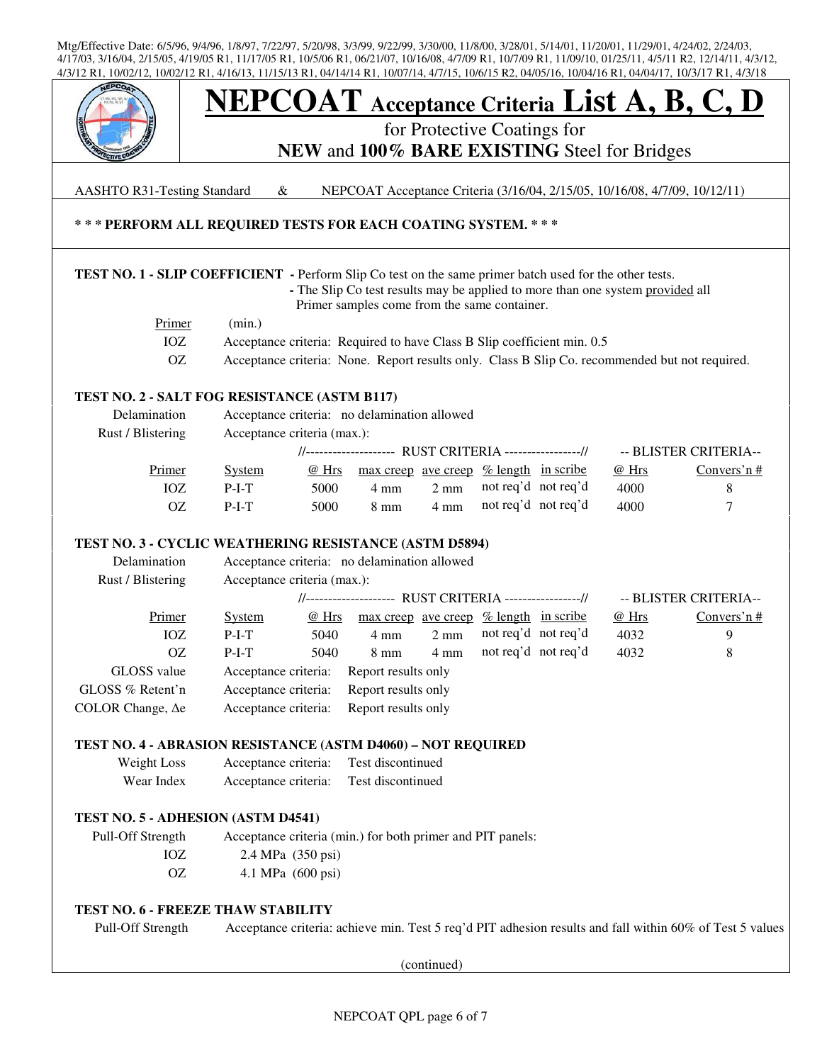Mtg/Effective Date: 6/5/96, 9/4/96, 1/8/97, 7/22/97, 5/20/98, 3/3/99, 9/22/99, 3/30/00, 11/8/00, 3/28/01, 5/14/01, 11/20/01, 11/29/01, 4/24/02, 2/24/03, 4/17/03, 3/16/04, 2/15/05, 4/19/05 R1, 11/17/05 R1, 10/5/06 R1, 06/21/07, 10/16/08, 4/7/09 R1, 10/7/09 R1, 11/09/10, 01/25/11, 4/5/11 R2, 12/14/11, 4/3/12, 4/3/12 R1, 10/02/12, 10/02/12 R1, 4/16/13, 11/15/13 R1, 04/14/14 R1, 10/07/14, 4/7/15, 10/6/15 R2, 04/05/16, 10/04/16 R1, 04/04/17, 10/3/17 R1, 4/3/18

# NEPCOAT Acceptance Criteria List A, B, C, D

for Protective Coatings for
**NEW** and **100% BARE EXISTING** Steel for Bridges

AASHTO R31-Testing Standard & NEPCOAT Acceptance Criteria (3/16/04, 2/15/05, 10/16/08, 4/7/09, 10/12/11)

**\* \* \* PERFORM ALL REQUIRED TESTS FOR EACH COATING SYSTEM. \* \* \***

**TEST NO. 1 - SLIP COEFFICIENT** - Perform Slip Co test on the same primer batch used for the other tests.
- The Slip Co test results may be applied to more than one system provided all Primer samples come from the same container.

| Primer | (min.) |
|---|---|
| IOZ | Acceptance criteria: Required to have Class B Slip coefficient min. 0.5 |
| OZ | Acceptance criteria: None. Report results only. Class B Slip Co. recommended but not required. |

**TEST NO. 2 - SALT FOG RESISTANCE (ASTM B117)**

Delamination — Acceptance criteria: no delamination allowed

Rust / Blistering — Acceptance criteria (max.):

| | | RUST CRITERIA | | | | | BLISTER CRITERIA | |
|---|---|---|---|---|---|---|---|---|
| Primer | System | @ Hrs | max creep | ave creep | % length | in scribe | @ Hrs | Convers'n # |
| IOZ | P-I-T | 5000 | 4 mm | 2 mm | not req'd | not req'd | 4000 | 8 |
| OZ | P-I-T | 5000 | 8 mm | 4 mm | not req'd | not req'd | 4000 | 7 |

**TEST NO. 3 - CYCLIC WEATHERING RESISTANCE (ASTM D5894)**

Delamination — Acceptance criteria: no delamination allowed

Rust / Blistering — Acceptance criteria (max.):

| | | RUST CRITERIA | | | | | BLISTER CRITERIA | |
|---|---|---|---|---|---|---|---|---|
| Primer | System | @ Hrs | max creep | ave creep | % length | in scribe | @ Hrs | Convers'n # |
| IOZ | P-I-T | 5040 | 4 mm | 2 mm | not req'd | not req'd | 4032 | 9 |
| OZ | P-I-T | 5040 | 8 mm | 4 mm | not req'd | not req'd | 4032 | 8 |

GLOSS value — Acceptance criteria: Report results only

GLOSS % Retent'n — Acceptance criteria: Report results only

COLOR Change, Δe — Acceptance criteria: Report results only

**TEST NO. 4 - ABRASION RESISTANCE (ASTM D4060) – NOT REQUIRED**

Weight Loss — Acceptance criteria: Test discontinued

Wear Index — Acceptance criteria: Test discontinued

**TEST NO. 5 - ADHESION (ASTM D4541)**

Pull-Off Strength — Acceptance criteria (min.) for both primer and PIT panels:

- IOZ — 2.4 MPa (350 psi)
- OZ — 4.1 MPa (600 psi)

**TEST NO. 6 - FREEZE THAW STABILITY**

Pull-Off Strength — Acceptance criteria: achieve min. Test 5 req'd PIT adhesion results and fall within 60% of Test 5 values

(continued)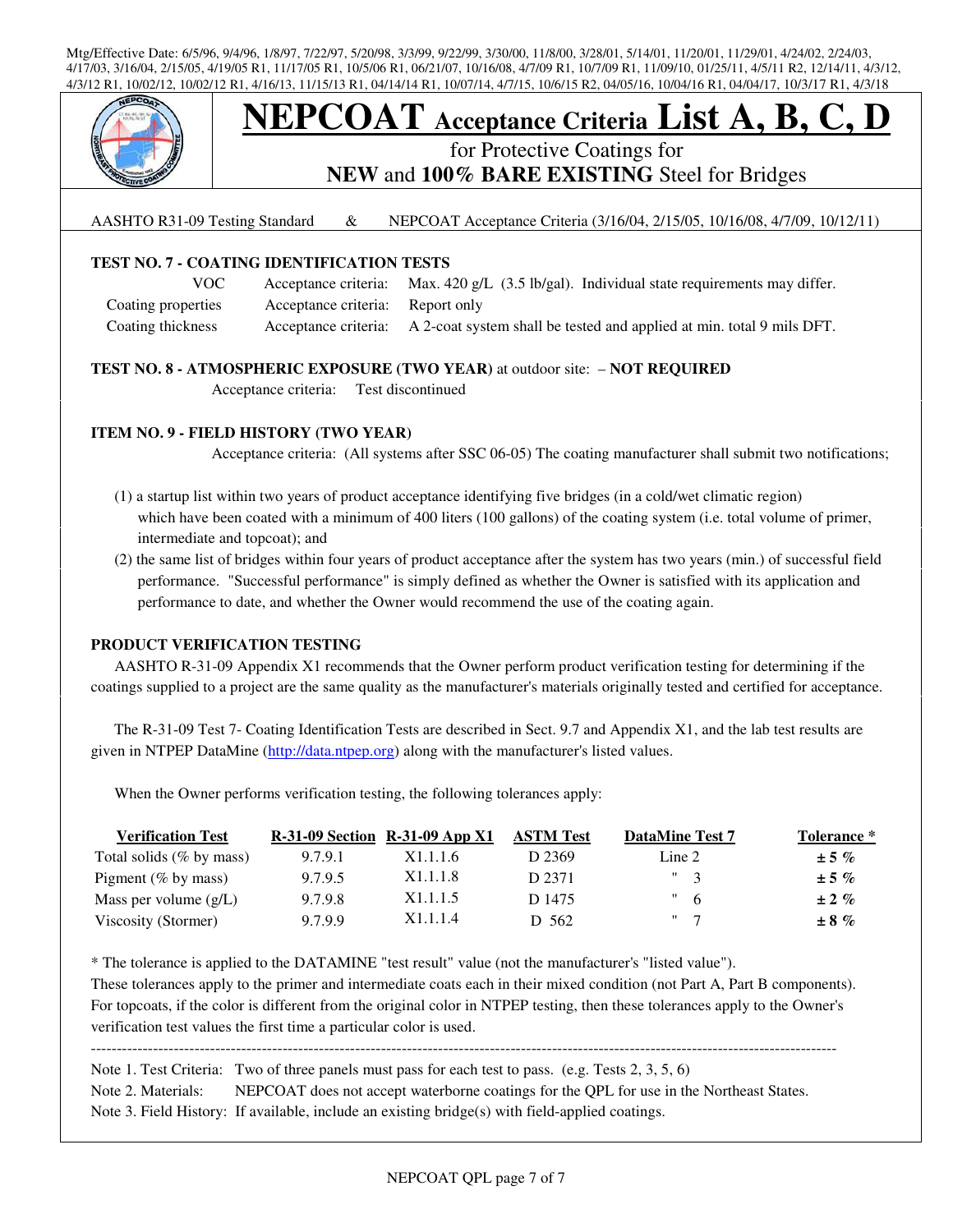Mtg/Effective Date: 6/5/96, 9/4/96, 1/8/97, 7/22/97, 5/20/98, 3/3/99, 9/22/99, 3/30/00, 11/8/00, 3/28/01, 5/14/01, 11/20/01, 11/29/01, 4/24/02, 2/24/03, 4/17/03, 3/16/04, 2/15/05, 4/19/05 R1, 11/17/05 R1, 10/5/06 R1, 06/21/07, 10/16/08, 4/7/09 R1, 10/7/09 R1, 11/09/10, 01/25/11, 4/5/11 R2, 12/14/11, 4/3/12, 4/3/12 R1, 10/02/12, 10/02/12 R1, 4/16/13, 11/15/13 R1, 04/14/14 R1, 10/07/14, 4/7/15, 10/6/15 R2, 04/05/16, 10/04/16 R1, 04/04/17, 10/3/17 R1, 4/3/18

# NEPCOAT Acceptance Criteria List A, B, C, D

for Protective Coatings for
**NEW** and **100% BARE EXISTING** Steel for Bridges

AASHTO R31-09 Testing Standard & NEPCOAT Acceptance Criteria (3/16/04, 2/15/05, 10/16/08, 4/7/09, 10/12/11)

### TEST NO. 7 - COATING IDENTIFICATION TESTS

| | | |
|---|---|---|
| VOC | Acceptance criteria: | Max. 420 g/L (3.5 lb/gal). Individual state requirements may differ. |
| Coating properties | Acceptance criteria: | Report only |
| Coating thickness | Acceptance criteria: | A 2-coat system shall be tested and applied at min. total 9 mils DFT. |

### TEST NO. 8 - ATMOSPHERIC EXPOSURE (TWO YEAR) at outdoor site: – NOT REQUIRED

Acceptance criteria: Test discontinued

### ITEM NO. 9 - FIELD HISTORY (TWO YEAR)

Acceptance criteria: (All systems after SSC 06-05) The coating manufacturer shall submit two notifications;

(1) a startup list within two years of product acceptance identifying five bridges (in a cold/wet climatic region) which have been coated with a minimum of 400 liters (100 gallons) of the coating system (i.e. total volume of primer, intermediate and topcoat); and

(2) the same list of bridges within four years of product acceptance after the system has two years (min.) of successful field performance. "Successful performance" is simply defined as whether the Owner is satisfied with its application and performance to date, and whether the Owner would recommend the use of the coating again.

### PRODUCT VERIFICATION TESTING

AASHTO R-31-09 Appendix X1 recommends that the Owner perform product verification testing for determining if the coatings supplied to a project are the same quality as the manufacturer's materials originally tested and certified for acceptance.

The R-31-09 Test 7- Coating Identification Tests are described in Sect. 9.7 and Appendix X1, and the lab test results are given in NTPEP DataMine (http://data.ntpep.org) along with the manufacturer's listed values.

When the Owner performs verification testing, the following tolerances apply:

| Verification Test | R-31-09 Section | R-31-09 App X1 | ASTM Test | DataMine Test 7 | Tolerance * |
|---|---|---|---|---|---|
| Total solids (% by mass) | 9.7.9.1 | X1.1.1.6 | D 2369 | Line 2 | **± 5 %** |
| Pigment (% by mass) | 9.7.9.5 | X1.1.1.8 | D 2371 | " 3 | **± 5 %** |
| Mass per volume (g/L) | 9.7.9.8 | X1.1.1.5 | D 1475 | " 6 | **± 2 %** |
| Viscosity (Stormer) | 9.7.9.9 | X1.1.1.4 | D 562 | " 7 | **± 8 %** |

* The tolerance is applied to the DATAMINE "test result" value (not the manufacturer's "listed value").
These tolerances apply to the primer and intermediate coats each in their mixed condition (not Part A, Part B components).
For topcoats, if the color is different from the original color in NTPEP testing, then these tolerances apply to the Owner's verification test values the first time a particular color is used.

---

Note 1. Test Criteria: Two of three panels must pass for each test to pass. (e.g. Tests 2, 3, 5, 6)
Note 2. Materials: NEPCOAT does not accept waterborne coatings for the QPL for use in the Northeast States.
Note 3. Field History: If available, include an existing bridge(s) with field-applied coatings.